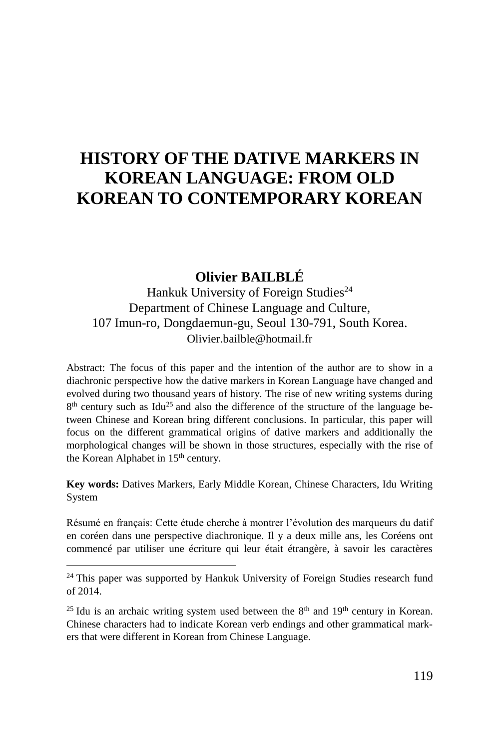# HISTORY OF THE DATIVE MARKERS IN KOREAN LANGUAGE: FROM OLD KOREAN TO CONTEMPORARY KOREAN

**Olivier BAILBLÉ**

Hankuk University of Foreign Studies[24]
Department of Chinese Language and Culture,
107 Imun-ro, Dongdaemun-gu, Seoul 130-791, South Korea.
Olivier.bailble@hotmail.fr

Abstract: The focus of this paper and the intention of the author are to show in a diachronic perspective how the dative markers in Korean Language have changed and evolved during two thousand years of history. The rise of new writing systems during 8th century such as Idu[25] and also the difference of the structure of the language between Chinese and Korean bring different conclusions. In particular, this paper will focus on the different grammatical origins of dative markers and additionally the morphological changes will be shown in those structures, especially with the rise of the Korean Alphabet in 15th century.

**Key words:** Datives Markers, Early Middle Korean, Chinese Characters, Idu Writing System

Résumé en français: Cette étude cherche à montrer l'évolution des marqueurs du datif en coréen dans une perspective diachronique. Il y a deux mille ans, les Coréens ont commencé par utiliser une écriture qui leur était étrangère, à savoir les caractères

---

[24] This paper was supported by Hankuk University of Foreign Studies research fund of 2014.

[25] Idu is an archaic writing system used between the 8th and 19th century in Korean. Chinese characters had to indicate Korean verb endings and other grammatical markers that were different in Korean from Chinese Language.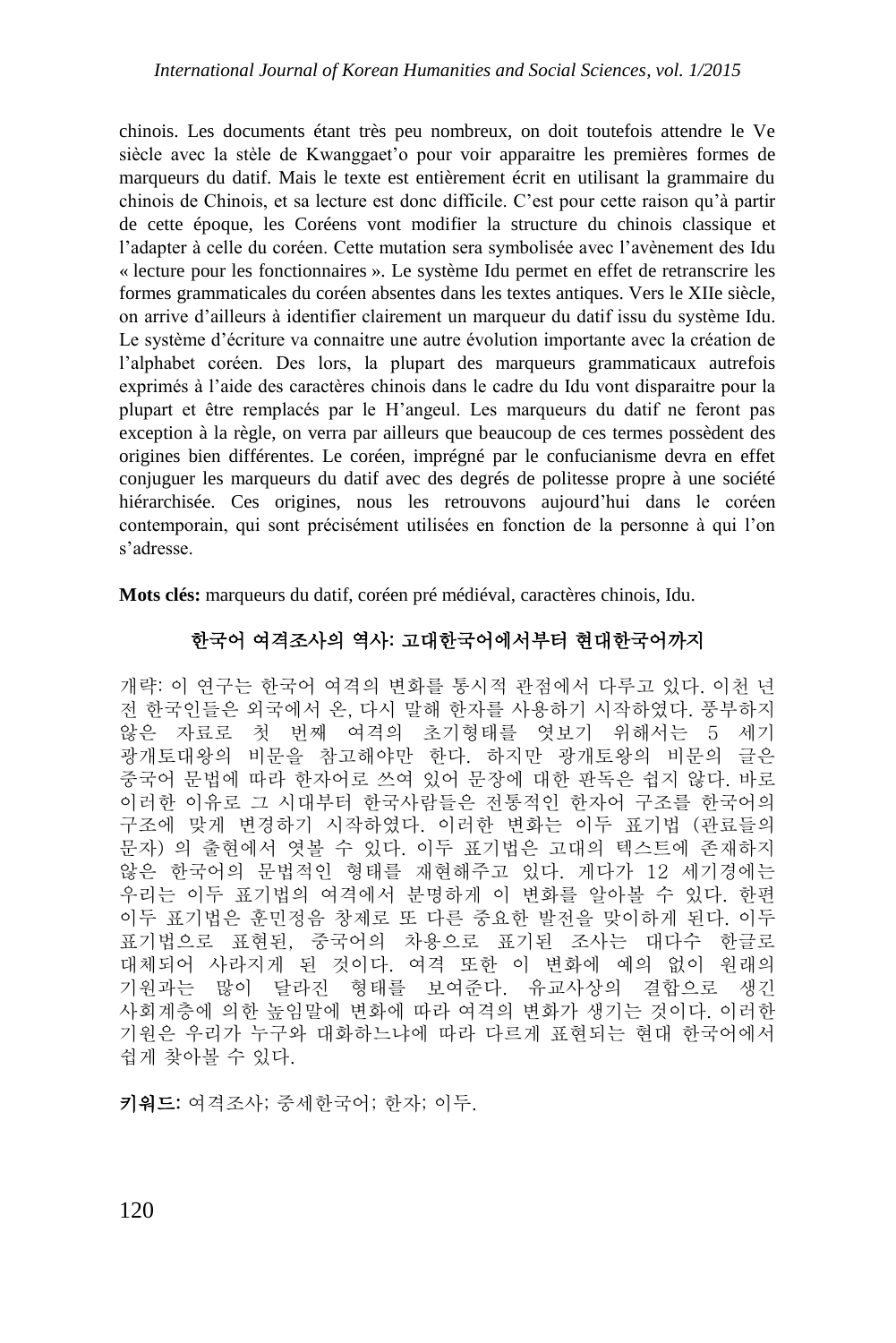chinois. Les documents étant très peu nombreux, on doit toutefois attendre le Ve siècle avec la stèle de Kwanggaet'o pour voir apparaitre les premières formes de marqueurs du datif. Mais le texte est entièrement écrit en utilisant la grammaire du chinois de Chinois, et sa lecture est donc difficile. C'est pour cette raison qu'à partir de cette époque, les Coréens vont modifier la structure du chinois classique et l'adapter à celle du coréen. Cette mutation sera symbolisée avec l'avènement des Idu « lecture pour les fonctionnaires ». Le système Idu permet en effet de retranscrire les formes grammaticales du coréen absentes dans les textes antiques. Vers le XIIe siècle, on arrive d'ailleurs à identifier clairement un marqueur du datif issu du système Idu. Le système d'écriture va connaitre une autre évolution importante avec la création de l'alphabet coréen. Des lors, la plupart des marqueurs grammaticaux autrefois exprimés à l'aide des caractères chinois dans le cadre du Idu vont disparaitre pour la plupart et être remplacés par le H'angeul. Les marqueurs du datif ne feront pas exception à la règle, on verra par ailleurs que beaucoup de ces termes possèdent des origines bien différentes. Le coréen, imprégné par le confucianisme devra en effet conjuguer les marqueurs du datif avec des degrés de politesse propre à une société hiérarchisée. Ces origines, nous les retrouvons aujourd'hui dans le coréen contemporain, qui sont précisément utilisées en fonction de la personne à qui l'on s'adresse.

**Mots clés:** marqueurs du datif, coréen pré médiéval, caractères chinois, Idu.

## 한국어 여격조사의 역사: 고대한국어에서부터 현대한국어까지

개략: 이 연구는 한국어 여격의 변화를 통시적 관점에서 다루고 있다. 이천 년 전 한국인들은 외국에서 온, 다시 말해 한자를 사용하기 시작하였다. 풍부하지 않은 자료로 첫 번째 여격의 초기형태를 엿보기 위해서는 5 세기 광개토대왕의 비문을 참고해야만 한다. 하지만 광개토왕의 비문의 글은 중국어 문법에 따라 한자어로 쓰여 있어 문장에 대한 판독은 쉽지 않다. 바로 이러한 이유로 그 시대부터 한국사람들은 전통적인 한자어 구조를 한국어의 구조에 맞게 변경하기 시작하였다. 이러한 변화는 이두 표기법 (관료들의 문자) 의 출현에서 엿볼 수 있다. 이두 표기법은 고대의 텍스트에 존재하지 않은 한국어의 문법적인 형태를 재현해주고 있다. 게다가 12 세기경에는 우리는 이두 표기법의 여격에서 분명하게 이 변화를 알아볼 수 있다. 한편 이두 표기법은 훈민정음 창제로 또 다른 중요한 발전을 맞이하게 된다. 이두 표기법으로 표현된, 중국어의 차용으로 표기된 조사는 대다수 한글로 대체되어 사라지게 된 것이다. 여격 또한 이 변화에 예의 없이 원래의 기원과는 많이 달라진 형태를 보여준다. 유교사상의 결합으로 생긴 사회계층에 의한 높임말에 변화에 따라 여격의 변화가 생기는 것이다. 이러한 기원은 우리가 누구와 대화하느냐에 따라 다르게 표현되는 현대 한국어에서 쉽게 찾아볼 수 있다.

**키워드:** 여격조사; 중세한국어; 한자; 이두.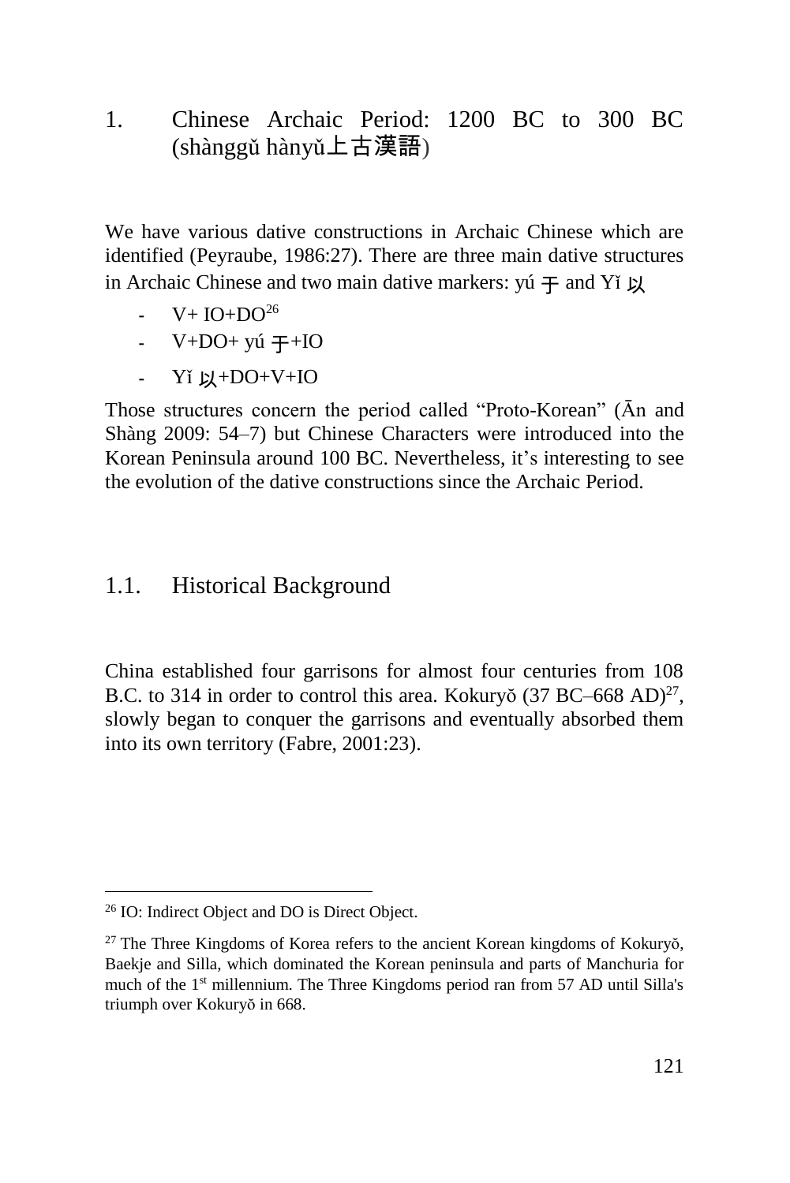# 1. Chinese Archaic Period: 1200 BC to 300 BC (shànggǔ hànyǔ上古漢語)

We have various dative constructions in Archaic Chinese which are identified (Peyraube, 1986:27). There are three main dative structures in Archaic Chinese and two main dative markers: yú 于 and Yǐ 以

- V+ IO+DO[26]
- V+DO+ yú 于+IO
- Yǐ 以+DO+V+IO

Those structures concern the period called "Proto-Korean" (Ān and Shàng 2009: 54–7) but Chinese Characters were introduced into the Korean Peninsula around 100 BC. Nevertheless, it's interesting to see the evolution of the dative constructions since the Archaic Period.

## 1.1. Historical Background

China established four garrisons for almost four centuries from 108 B.C. to 314 in order to control this area. Kokuryŏ (37 BC–668 AD)[27], slowly began to conquer the garrisons and eventually absorbed them into its own territory (Fabre, 2001:23).

---

[26] IO: Indirect Object and DO is Direct Object.

[27] The Three Kingdoms of Korea refers to the ancient Korean kingdoms of Kokuryŏ, Baekje and Silla, which dominated the Korean peninsula and parts of Manchuria for much of the 1st millennium. The Three Kingdoms period ran from 57 AD until Silla's triumph over Kokuryŏ in 668.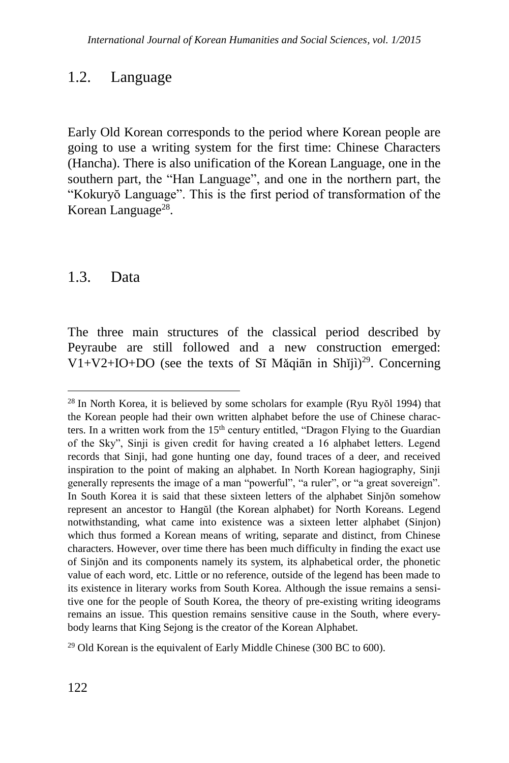## 1.2. Language

Early Old Korean corresponds to the period where Korean people are going to use a writing system for the first time: Chinese Characters (Hancha). There is also unification of the Korean Language, one in the southern part, the "Han Language", and one in the northern part, the "Kokuryŏ Language". This is the first period of transformation of the Korean Language[28].

## 1.3. Data

The three main structures of the classical period described by Peyraube are still followed and a new construction emerged: V1+V2+IO+DO (see the texts of Sī Mǎqiān in Shǐjì)[29]. Concerning

---

[28] In North Korea, it is believed by some scholars for example (Ryu Ryŏl 1994) that the Korean people had their own written alphabet before the use of Chinese characters. In a written work from the 15th century entitled, "Dragon Flying to the Guardian of the Sky", Sinji is given credit for having created a 16 alphabet letters. Legend records that Sinji, had gone hunting one day, found traces of a deer, and received inspiration to the point of making an alphabet. In North Korean hagiography, Sinji generally represents the image of a man "powerful", "a ruler", or "a great sovereign". In South Korea it is said that these sixteen letters of the alphabet Sinjŏn somehow represent an ancestor to Hangŭl (the Korean alphabet) for North Koreans. Legend notwithstanding, what came into existence was a sixteen letter alphabet (Sinjon) which thus formed a Korean means of writing, separate and distinct, from Chinese characters. However, over time there has been much difficulty in finding the exact use of Sinjŏn and its components namely its system, its alphabetical order, the phonetic value of each word, etc. Little or no reference, outside of the legend has been made to its existence in literary works from South Korea. Although the issue remains a sensitive one for the people of South Korea, the theory of pre-existing writing ideograms remains an issue. This question remains sensitive cause in the South, where everybody learns that King Sejong is the creator of the Korean Alphabet.

[29] Old Korean is the equivalent of Early Middle Chinese (300 BC to 600).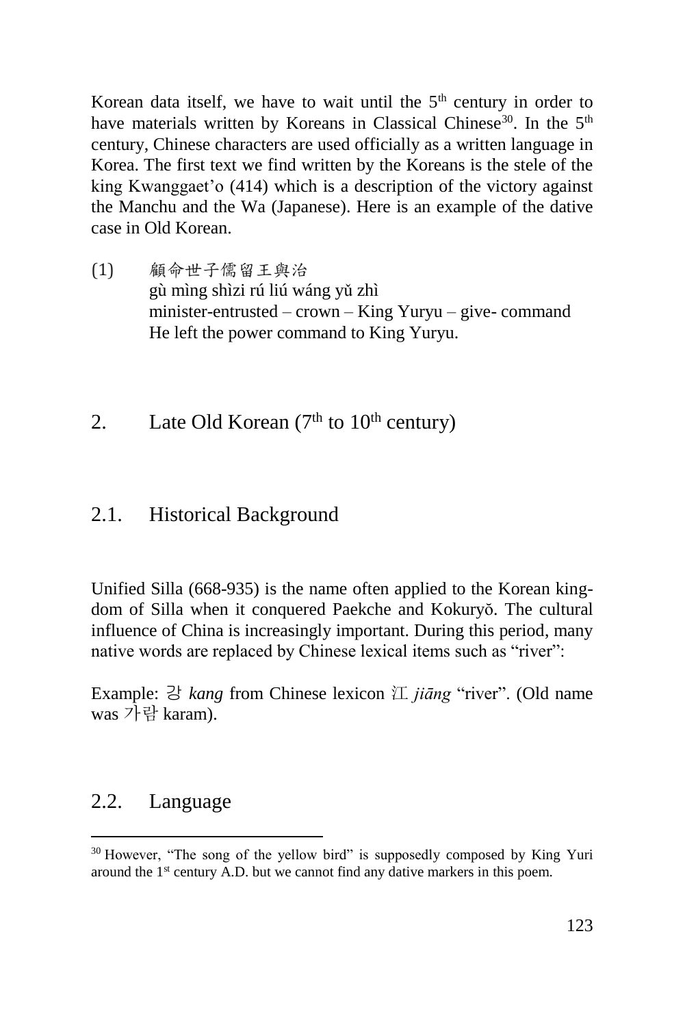Korean data itself, we have to wait until the 5th century in order to have materials written by Koreans in Classical Chinese[30]. In the 5th century, Chinese characters are used officially as a written language in Korea. The first text we find written by the Koreans is the stele of the king Kwanggaet'o (414) which is a description of the victory against the Manchu and the Wa (Japanese). Here is an example of the dative case in Old Korean.

(1) 顧命世子儒留王與治
gù mìng shìzi rú liú wáng yǔ zhì
minister-entrusted – crown – King Yuryu – give- command
He left the power command to King Yuryu.

## 2. Late Old Korean (7th to 10th century)

### 2.1. Historical Background

Unified Silla (668-935) is the name often applied to the Korean kingdom of Silla when it conquered Paekche and Kokuryŏ. The cultural influence of China is increasingly important. During this period, many native words are replaced by Chinese lexical items such as "river":

Example: 강 *kang* from Chinese lexicon 江 *jiāng* "river". (Old name was 가람 karam).

### 2.2. Language

[30] However, "The song of the yellow bird" is supposedly composed by King Yuri around the 1st century A.D. but we cannot find any dative markers in this poem.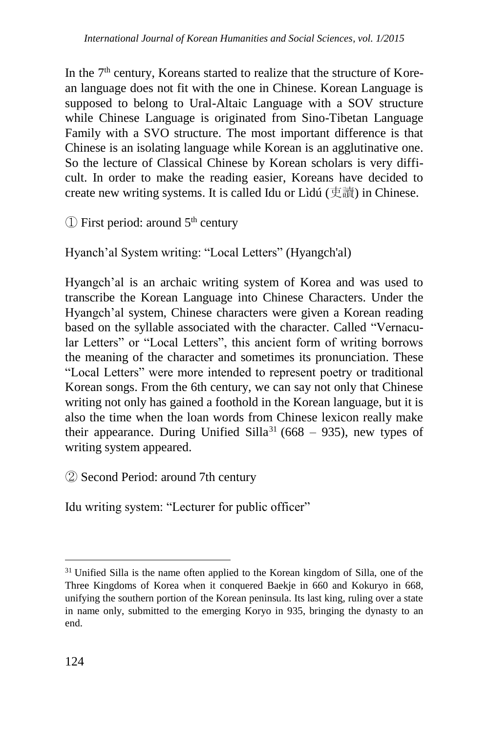In the 7th century, Koreans started to realize that the structure of Korean language does not fit with the one in Chinese. Korean Language is supposed to belong to Ural-Altaic Language with a SOV structure while Chinese Language is originated from Sino-Tibetan Language Family with a SVO structure. The most important difference is that Chinese is an isolating language while Korean is an agglutinative one. So the lecture of Classical Chinese by Korean scholars is very difficult. In order to make the reading easier, Koreans have decided to create new writing systems. It is called Idu or Lìdú (吏讀) in Chinese.

① First period: around 5th century

Hyanch'al System writing: "Local Letters" (Hyangch'al)

Hyangch'al is an archaic writing system of Korea and was used to transcribe the Korean Language into Chinese Characters. Under the Hyangch'al system, Chinese characters were given a Korean reading based on the syllable associated with the character. Called "Vernacular Letters" or "Local Letters", this ancient form of writing borrows the meaning of the character and sometimes its pronunciation. These "Local Letters" were more intended to represent poetry or traditional Korean songs. From the 6th century, we can say not only that Chinese writing not only has gained a foothold in the Korean language, but it is also the time when the loan words from Chinese lexicon really make their appearance. During Unified Silla[31] (668 – 935), new types of writing system appeared.

② Second Period: around 7th century

Idu writing system: "Lecturer for public officer"

[31] Unified Silla is the name often applied to the Korean kingdom of Silla, one of the Three Kingdoms of Korea when it conquered Baekje in 660 and Kokuryo in 668, unifying the southern portion of the Korean peninsula. Its last king, ruling over a state in name only, submitted to the emerging Koryo in 935, bringing the dynasty to an end.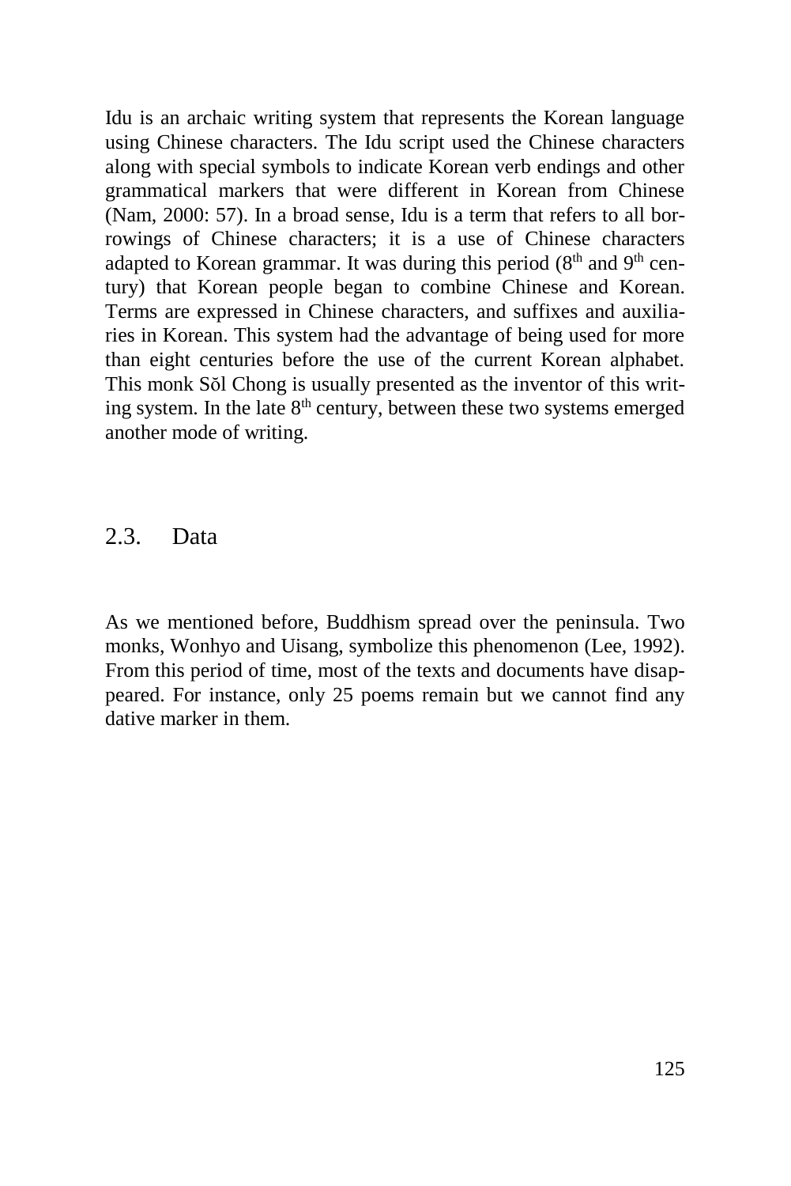Idu is an archaic writing system that represents the Korean language using Chinese characters. The Idu script used the Chinese characters along with special symbols to indicate Korean verb endings and other grammatical markers that were different in Korean from Chinese (Nam, 2000: 57). In a broad sense, Idu is a term that refers to all borrowings of Chinese characters; it is a use of Chinese characters adapted to Korean grammar. It was during this period (8th and 9th century) that Korean people began to combine Chinese and Korean. Terms are expressed in Chinese characters, and suffixes and auxiliaries in Korean. This system had the advantage of being used for more than eight centuries before the use of the current Korean alphabet. This monk Sŏl Chong is usually presented as the inventor of this writing system. In the late 8th century, between these two systems emerged another mode of writing.

## 2.3. Data

As we mentioned before, Buddhism spread over the peninsula. Two monks, Wonhyo and Uisang, symbolize this phenomenon (Lee, 1992). From this period of time, most of the texts and documents have disappeared. For instance, only 25 poems remain but we cannot find any dative marker in them.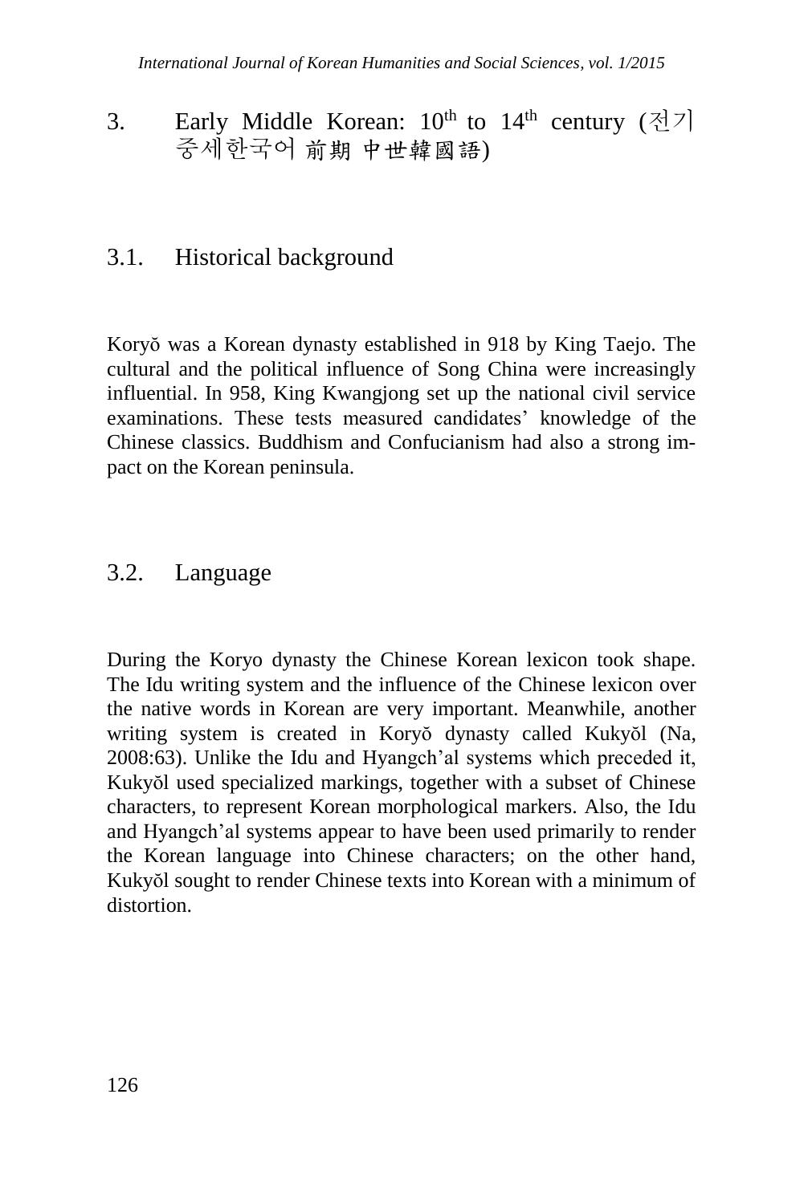## 3. Early Middle Korean: 10th to 14th century (전기 중세한국어 前期 中世韓國語)

### 3.1. Historical background

Koryŏ was a Korean dynasty established in 918 by King Taejo. The cultural and the political influence of Song China were increasingly influential. In 958, King Kwangjong set up the national civil service examinations. These tests measured candidates' knowledge of the Chinese classics. Buddhism and Confucianism had also a strong impact on the Korean peninsula.

### 3.2. Language

During the Koryo dynasty the Chinese Korean lexicon took shape. The Idu writing system and the influence of the Chinese lexicon over the native words in Korean are very important. Meanwhile, another writing system is created in Koryŏ dynasty called Kukyŏl (Na, 2008:63). Unlike the Idu and Hyangch'al systems which preceded it, Kukyŏl used specialized markings, together with a subset of Chinese characters, to represent Korean morphological markers. Also, the Idu and Hyangch'al systems appear to have been used primarily to render the Korean language into Chinese characters; on the other hand, Kukyŏl sought to render Chinese texts into Korean with a minimum of distortion.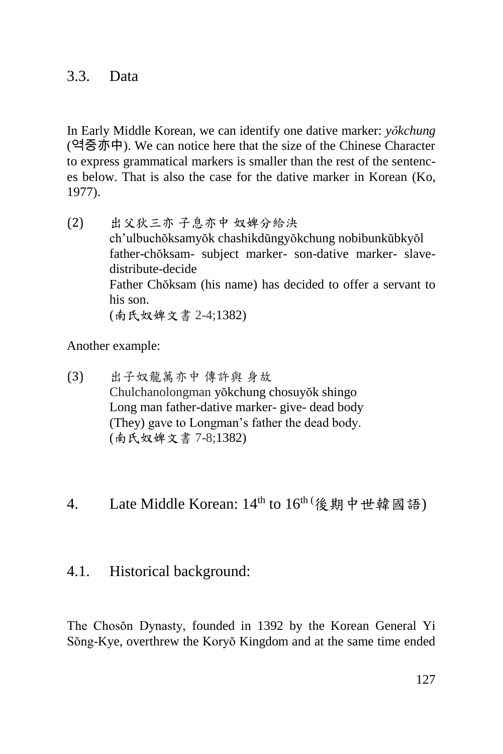## 3.3. Data

In Early Middle Korean, we can identify one dative marker: *yŏkchung* (역중亦中). We can notice here that the size of the Chinese Character to express grammatical markers is smaller than the rest of the sentences below. That is also the case for the dative marker in Korean (Ko, 1977).

(2) 出父狄三亦 子息亦中 奴婢分給決
ch'ulbuchŏksamyŏk chashikdŭngyŏkchung nobibunkŭbkyŏl
father-chŏksam- subject marker- son-dative marker- slave-distribute-decide
Father Chŏksam (his name) has decided to offer a servant to his son.
(南氏奴婢文書 2-4;1382)

Another example:

(3) 出子奴龍萬亦中 傳許與 身故
Chulchanolongman yŏkchung chosuyŏk shingo
Long man father-dative marker- give- dead body
(They) gave to Longman's father the dead body.
(南氏奴婢文書 7-8;1382)

# 4. Late Middle Korean: 14th to 16th (後期中世韓國語)

## 4.1. Historical background:

The Chosŏn Dynasty, founded in 1392 by the Korean General Yi Sŏng-Kye, overthrew the Koryŏ Kingdom and at the same time ended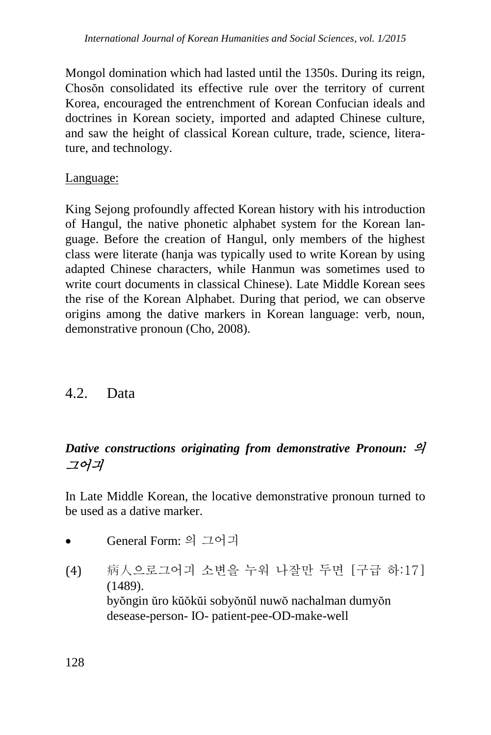Mongol domination which had lasted until the 1350s. During its reign, Chosŏn consolidated its effective rule over the territory of current Korea, encouraged the entrenchment of Korean Confucian ideals and doctrines in Korean society, imported and adapted Chinese culture, and saw the height of classical Korean culture, trade, science, literature, and technology.

<u>Language:</u>

King Sejong profoundly affected Korean history with his introduction of Hangul, the native phonetic alphabet system for the Korean language. Before the creation of Hangul, only members of the highest class were literate (hanja was typically used to write Korean by using adapted Chinese characters, while Hanmun was sometimes used to write court documents in classical Chinese). Late Middle Korean sees the rise of the Korean Alphabet. During that period, we can observe origins among the dative markers in Korean language: verb, noun, demonstrative pronoun (Cho, 2008).

## 4.2. Data

### *Dative constructions originating from demonstrative Pronoun: 의 그어긔*

In Late Middle Korean, the locative demonstrative pronoun turned to be used as a dative marker.

- General Form: 의 그어긔

(4) 病人으로그어긔 소변을 누워 나잘만 두면 [구급 하:17] (1489).
byŏngin ŭro kŭŏkŭi sobyŏnŭl nuwŏ nachalman dumyŏn
desease-person- IO- patient-pee-OD-make-well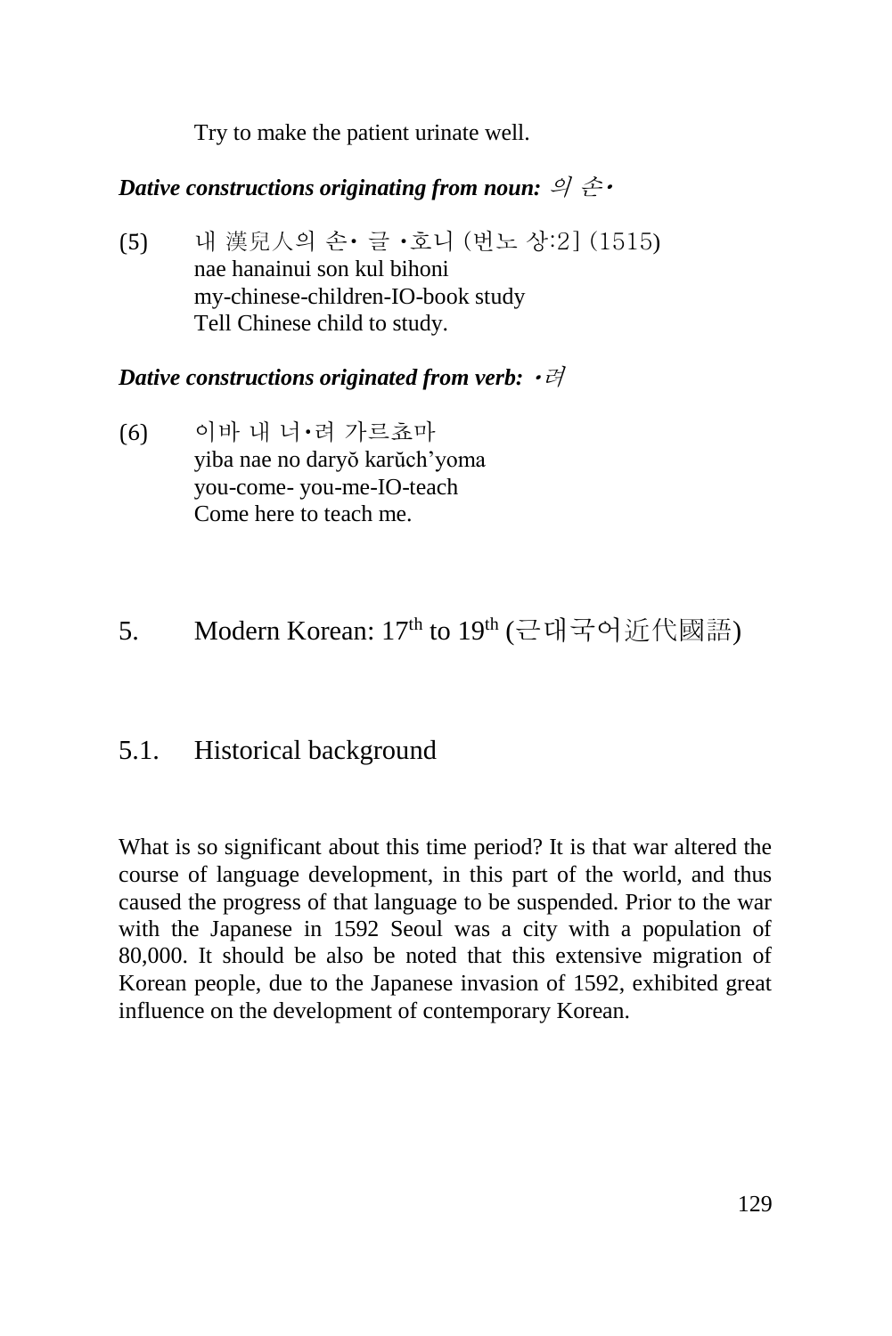Try to make the patient urinate well.

***Dative constructions originating from noun:*** *의 손•*

(5) 내 漢兒人의 손• 글 •호니 (번노 상:2] (1515)
nae hanainui son kul bihoni
my-chinese-children-IO-book study
Tell Chinese child to study.

***Dative constructions originated from verb:*** *•려*

(6) 이바 내 너•려 가르쵸마
yiba nae no daryŏ karŭch'yoma
you-come- you-me-IO-teach
Come here to teach me.

# 5. Modern Korean: 17th to 19th (근대국어近代國語)

## 5.1. Historical background

What is so significant about this time period? It is that war altered the course of language development, in this part of the world, and thus caused the progress of that language to be suspended. Prior to the war with the Japanese in 1592 Seoul was a city with a population of 80,000. It should be also be noted that this extensive migration of Korean people, due to the Japanese invasion of 1592, exhibited great influence on the development of contemporary Korean.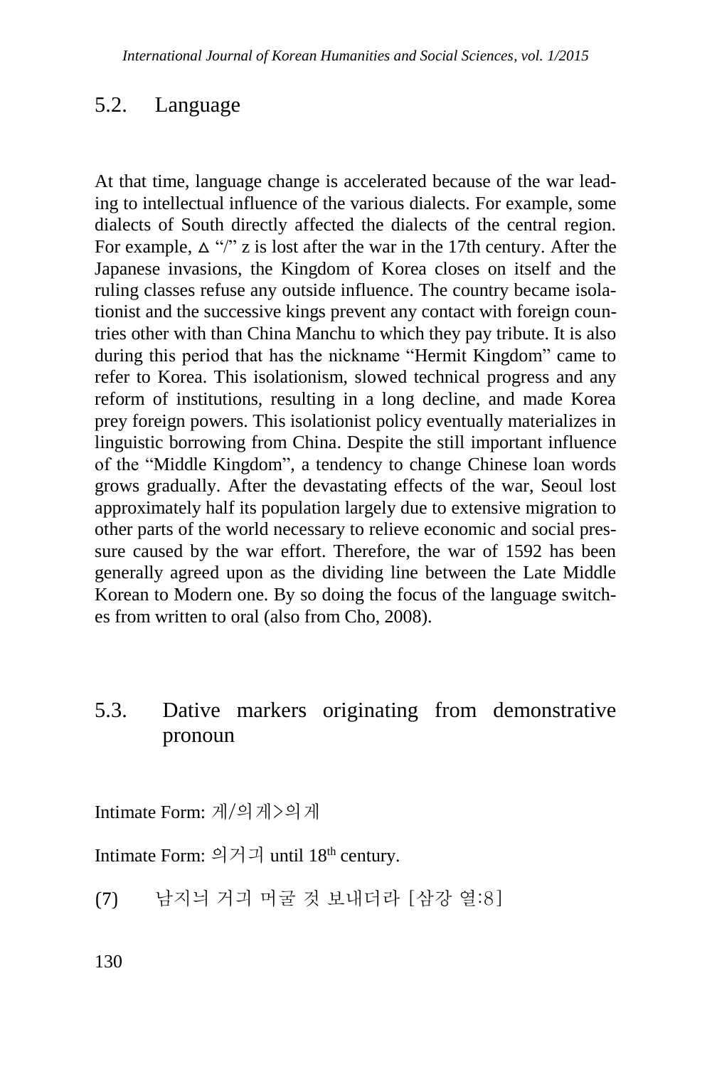## 5.2. Language

At that time, language change is accelerated because of the war leading to intellectual influence of the various dialects. For example, some dialects of South directly affected the dialects of the central region. For example, ㅿ "/" z is lost after the war in the 17th century. After the Japanese invasions, the Kingdom of Korea closes on itself and the ruling classes refuse any outside influence. The country became isolationist and the successive kings prevent any contact with foreign countries other with than China Manchu to which they pay tribute. It is also during this period that has the nickname "Hermit Kingdom" came to refer to Korea. This isolationism, slowed technical progress and any reform of institutions, resulting in a long decline, and made Korea prey foreign powers. This isolationist policy eventually materializes in linguistic borrowing from China. Despite the still important influence of the "Middle Kingdom", a tendency to change Chinese loan words grows gradually. After the devastating effects of the war, Seoul lost approximately half its population largely due to extensive migration to other parts of the world necessary to relieve economic and social pressure caused by the war effort. Therefore, the war of 1592 has been generally agreed upon as the dividing line between the Late Middle Korean to Modern one. By so doing the focus of the language switches from written to oral (also from Cho, 2008).

## 5.3. Dative markers originating from demonstrative pronoun

Intimate Form: 게/의게>의게

Intimate Form: 의거긔 until 18th century.

(7) 남지늬 거긔 머굴 것 보내더라 [삼강 열:8]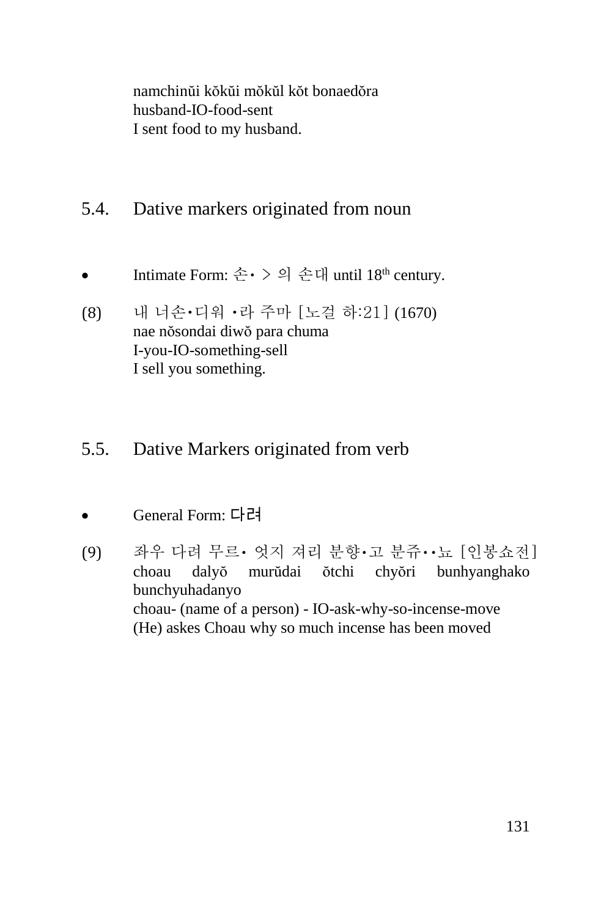namchinŭi kŏkŭi mŏkŭl kŏt bonaedŏra
husband-IO-food-sent
I sent food to my husband.

## 5.4. Dative markers originated from noun

- Intimate Form: 손• > 의 손대 until 18th century.

(8) 내 너손•디워 •라 주마 [노걸 하:21] (1670)
nae nŏsondai diwŏ para chuma
I-you-IO-something-sell
I sell you something.

## 5.5. Dative Markers originated from verb

- General Form: 다려

(9) 좌우 다려 무르• 엇지 져리 분향•고 분쥬••뇨 [인봉쇼전]
choau dalyŏ murŭdai ŏtchi chyŏri bunhyanghako bunchyuhadanyo
choau- (name of a person) - IO-ask-why-so-incense-move
(He) askes Choau why so much incense has been moved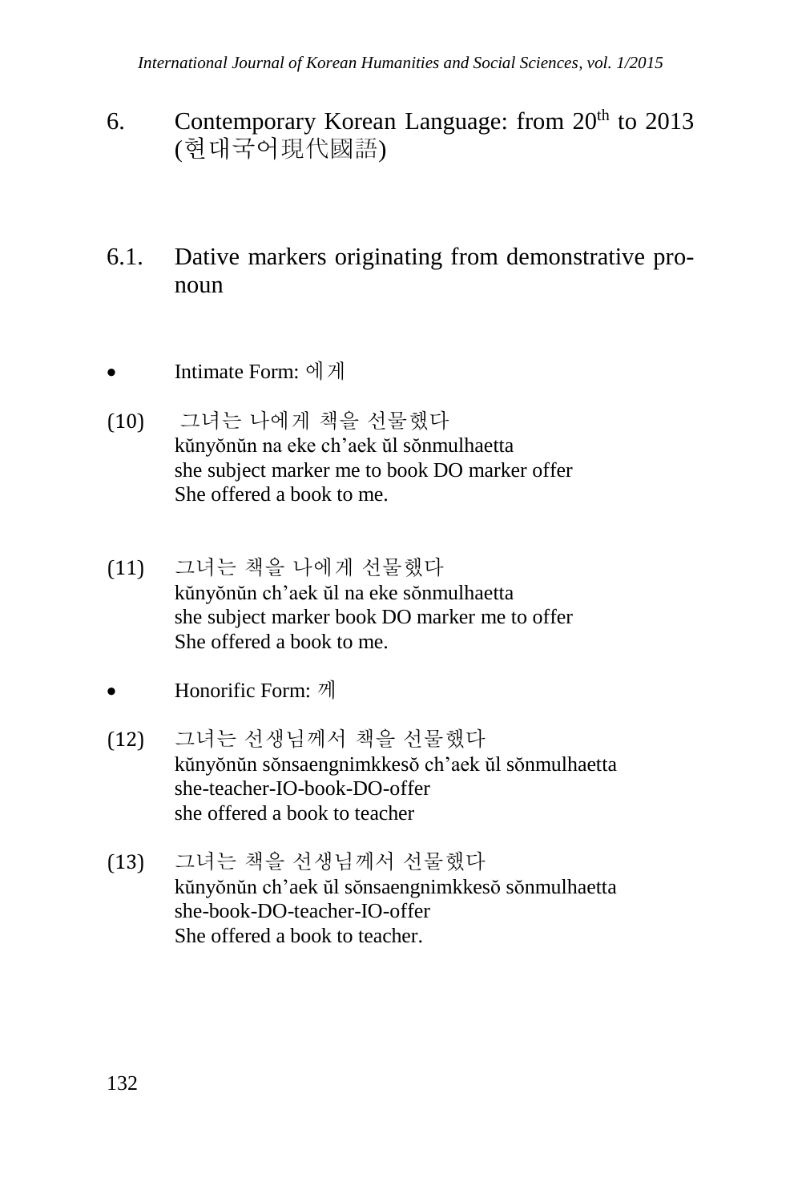## 6. Contemporary Korean Language: from 20th to 2013 (현대국어現代國語)

### 6.1. Dative markers originating from demonstrative pronoun

- Intimate Form: 에게

(10) 그녀는 나에게 책을 선물했다
kŭnyŏnŭn na eke ch'aek ŭl sŏnmulhaetta
she subject marker me to book DO marker offer
She offered a book to me.

(11) 그녀는 책을 나에게 선물했다
kŭnyŏnŭn ch'aek ŭl na eke sŏnmulhaetta
she subject marker book DO marker me to offer
She offered a book to me.

- Honorific Form: 께

(12) 그녀는 선생님께서 책을 선물했다
kŭnyŏnŭn sŏnsaengnimkkesŏ ch'aek ŭl sŏnmulhaetta
she-teacher-IO-book-DO-offer
she offered a book to teacher

(13) 그녀는 책을 선생님께서 선물했다
kŭnyŏnŭn ch'aek ŭl sŏnsaengnimkkesŏ sŏnmulhaetta
she-book-DO-teacher-IO-offer
She offered a book to teacher.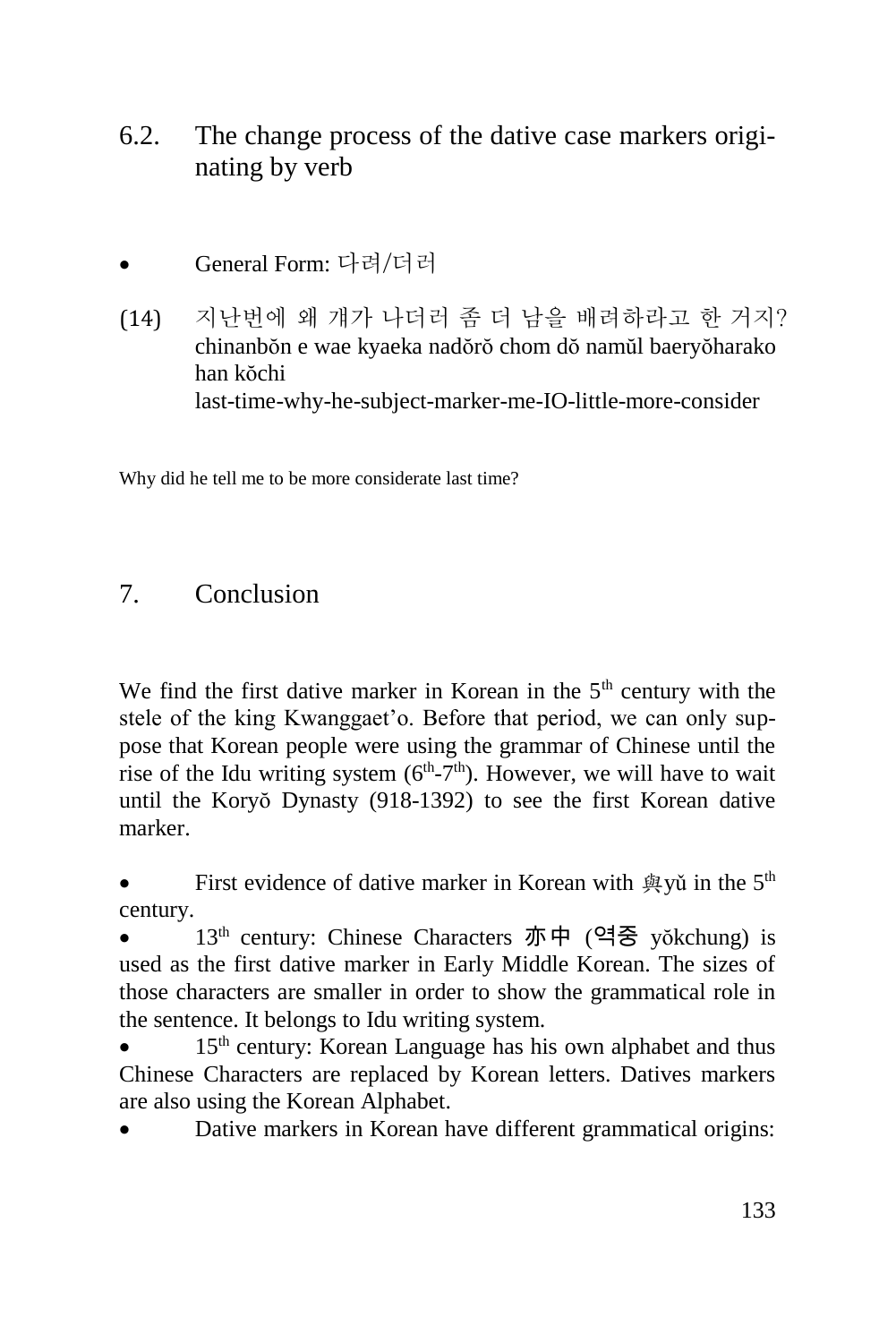## 6.2. The change process of the dative case markers originating by verb

- General Form: 다려/더러

(14) 지난번에 왜 걔가 나더러 좀 더 남을 배려하라고 한 거지?
chinanbŏn e wae kyaeka nadŏrŏ chom dŏ namŭl baeryŏharako han kŏchi
last-time-why-he-subject-marker-me-IO-little-more-consider

Why did he tell me to be more considerate last time?

## 7. Conclusion

We find the first dative marker in Korean in the 5th century with the stele of the king Kwanggaet'o. Before that period, we can only suppose that Korean people were using the grammar of Chinese until the rise of the Idu writing system (6th-7th). However, we will have to wait until the Koryŏ Dynasty (918-1392) to see the first Korean dative marker.

- First evidence of dative marker in Korean with 與yǔ in the 5th century.
- 13th century: Chinese Characters 亦中 (역중 yŏkchung) is used as the first dative marker in Early Middle Korean. The sizes of those characters are smaller in order to show the grammatical role in the sentence. It belongs to Idu writing system.
- 15th century: Korean Language has his own alphabet and thus Chinese Characters are replaced by Korean letters. Datives markers are also using the Korean Alphabet.
- Dative markers in Korean have different grammatical origins: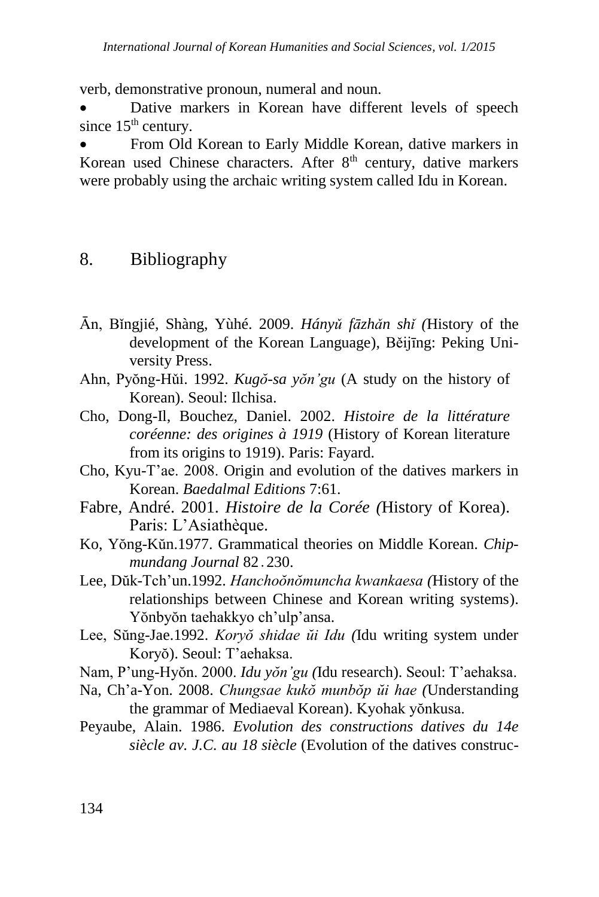verb, demonstrative pronoun, numeral and noun.

- Dative markers in Korean have different levels of speech since 15th century.
- From Old Korean to Early Middle Korean, dative markers in Korean used Chinese characters. After 8th century, dative markers were probably using the archaic writing system called Idu in Korean.

## 8. Bibliography

Ān, Bǐngjié, Shàng, Yùhé. 2009. *Hányǔ fāzhǎn shǐ (*History of the development of the Korean Language), Běijīng: Peking University Press.

Ahn, Pyŏng-Hŭi. 1992. *Kugŏ-sa yŏn'gu* (A study on the history of Korean). Seoul: Ilchisa.

Cho, Dong-Il, Bouchez, Daniel. 2002. *Histoire de la littérature coréenne: des origines à 1919* (History of Korean literature from its origins to 1919). Paris: Fayard.

Cho, Kyu-T'ae. 2008. Origin and evolution of the datives markers in Korean. *Baedalmal Editions* 7:61.

Fabre, André. 2001. *Histoire de la Corée (*History of Korea). Paris: L'Asiathèque.

Ko, Yŏng-Kŭn.1977. Grammatical theories on Middle Korean. *Chipmundang Journal* 82 . 230.

Lee, Dŭk-Tch'un.1992. *Hanchoŏnŏmuncha kwankaesa (*History of the relationships between Chinese and Korean writing systems). Yŏnbyŏn taehakkyo ch'ulp'ansa.

Lee, Sŭng-Jae.1992. *Koryŏ shidae ŭi Idu (*Idu writing system under Koryŏ). Seoul: T'aehaksa.

Nam, P'ung-Hyŏn. 2000. *Idu yŏn'gu (*Idu research). Seoul: T'aehaksa.

Na, Ch'a-Yon. 2008. *Chungsae kukŏ munbŏp ŭi hae (*Understanding the grammar of Mediaeval Korean). Kyohak yŏnkusa.

Peyaube, Alain. 1986. *Evolution des constructions datives du 14e siècle av. J.C. au 18 siècle* (Evolution of the datives construc-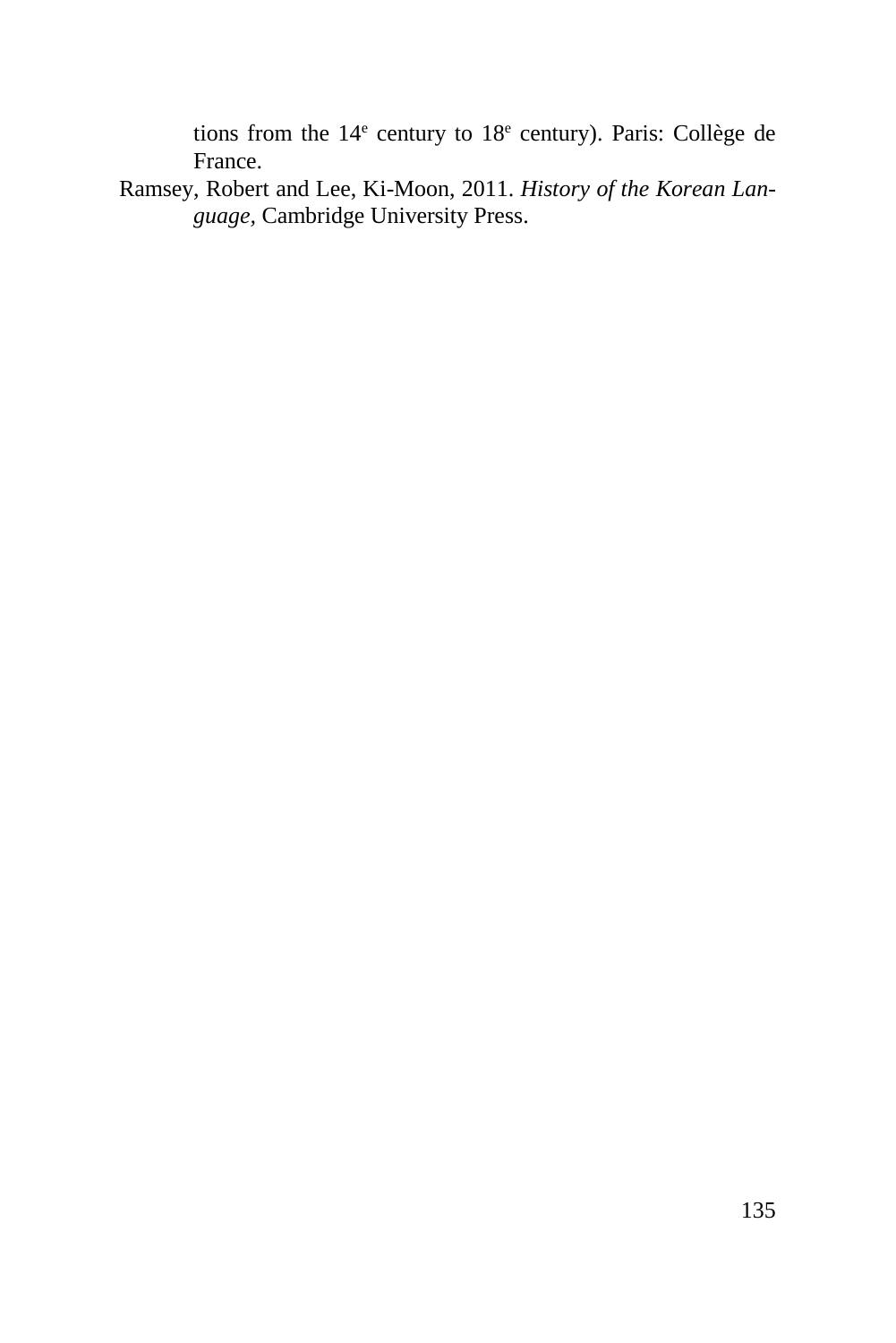tions from the 14e century to 18e century). Paris: Collège de France.

Ramsey, Robert and Lee, Ki-Moon, 2011. *History of the Korean Language*, Cambridge University Press.